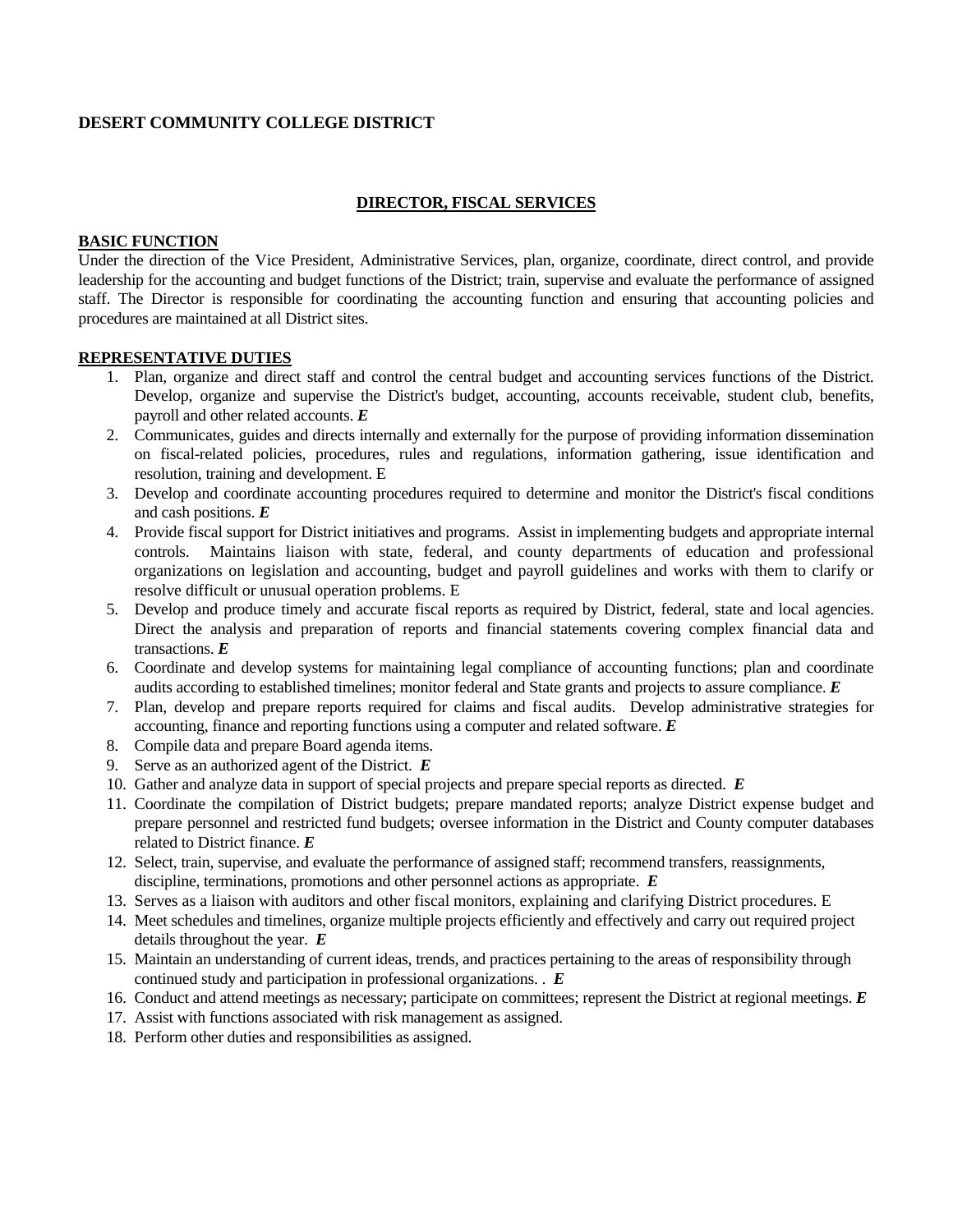**DESERT COMMUNITY COLLEGE DISTRICT**

## DIRECTOR, FISCAL SERVICES

**BASIC FUNCTION**

Under the direction of the Vice President, Administrative Services, plan, organize, coordinate, direct control, and provide leadership for the accounting and budget functions of the District; train, supervise and evaluate the performance of assigned staff. The Director is responsible for coordinating the accounting function and ensuring that accounting policies and procedures are maintained at all District sites.

**REPRESENTATIVE DUTIES**

1. Plan, organize and direct staff and control the central budget and accounting services functions of the District. Develop, organize and supervise the District's budget, accounting, accounts receivable, student club, benefits, payroll and other related accounts. ***E***
2. Communicates, guides and directs internally and externally for the purpose of providing information dissemination on fiscal-related policies, procedures, rules and regulations, information gathering, issue identification and resolution, training and development. E
3. Develop and coordinate accounting procedures required to determine and monitor the District's fiscal conditions and cash positions. ***E***
4. Provide fiscal support for District initiatives and programs. Assist in implementing budgets and appropriate internal controls. Maintains liaison with state, federal, and county departments of education and professional organizations on legislation and accounting, budget and payroll guidelines and works with them to clarify or resolve difficult or unusual operation problems. E
5. Develop and produce timely and accurate fiscal reports as required by District, federal, state and local agencies. Direct the analysis and preparation of reports and financial statements covering complex financial data and transactions. ***E***
6. Coordinate and develop systems for maintaining legal compliance of accounting functions; plan and coordinate audits according to established timelines; monitor federal and State grants and projects to assure compliance. ***E***
7. Plan, develop and prepare reports required for claims and fiscal audits. Develop administrative strategies for accounting, finance and reporting functions using a computer and related software. ***E***
8. Compile data and prepare Board agenda items.
9. Serve as an authorized agent of the District. ***E***
10. Gather and analyze data in support of special projects and prepare special reports as directed. ***E***
11. Coordinate the compilation of District budgets; prepare mandated reports; analyze District expense budget and prepare personnel and restricted fund budgets; oversee information in the District and County computer databases related to District finance. ***E***
12. Select, train, supervise, and evaluate the performance of assigned staff; recommend transfers, reassignments, discipline, terminations, promotions and other personnel actions as appropriate. ***E***
13. Serves as a liaison with auditors and other fiscal monitors, explaining and clarifying District procedures. E
14. Meet schedules and timelines, organize multiple projects efficiently and effectively and carry out required project details throughout the year. ***E***
15. Maintain an understanding of current ideas, trends, and practices pertaining to the areas of responsibility through continued study and participation in professional organizations. . ***E***
16. Conduct and attend meetings as necessary; participate on committees; represent the District at regional meetings. ***E***
17. Assist with functions associated with risk management as assigned.
18. Perform other duties and responsibilities as assigned.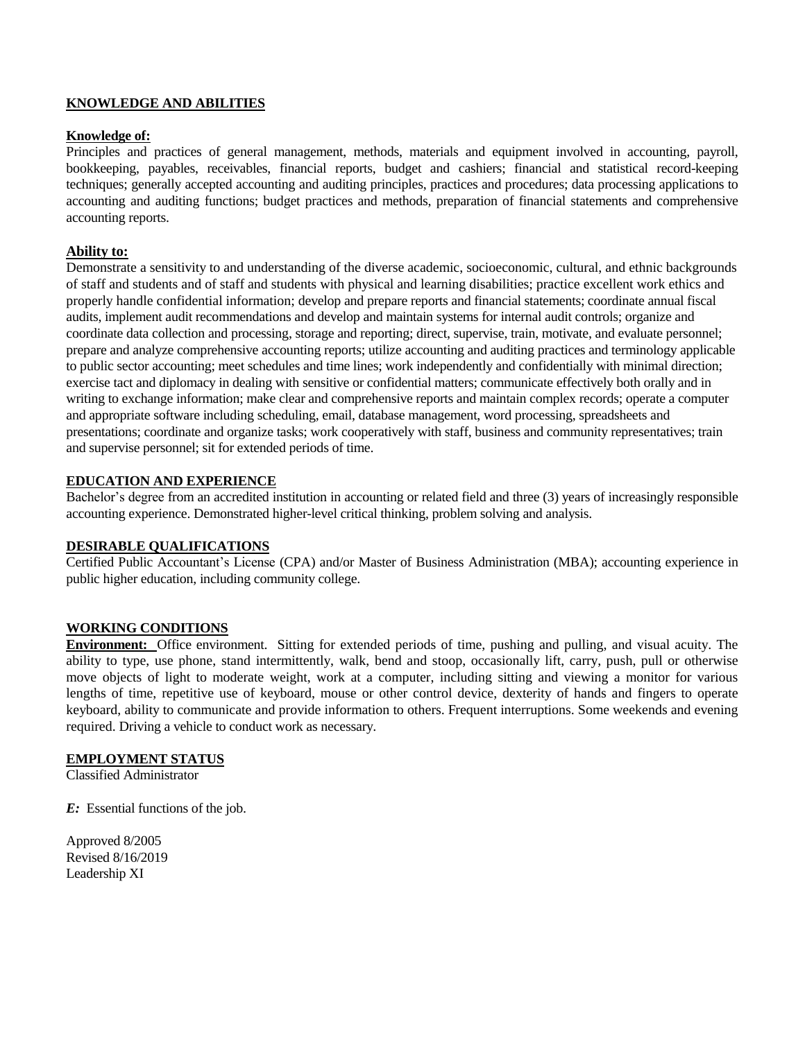## KNOWLEDGE AND ABILITIES

### Knowledge of:

Principles and practices of general management, methods, materials and equipment involved in accounting, payroll, bookkeeping, payables, receivables, financial reports, budget and cashiers; financial and statistical record-keeping techniques; generally accepted accounting and auditing principles, practices and procedures; data processing applications to accounting and auditing functions; budget practices and methods, preparation of financial statements and comprehensive accounting reports.

### Ability to:

Demonstrate a sensitivity to and understanding of the diverse academic, socioeconomic, cultural, and ethnic backgrounds of staff and students and of staff and students with physical and learning disabilities; practice excellent work ethics and properly handle confidential information; develop and prepare reports and financial statements; coordinate annual fiscal audits, implement audit recommendations and develop and maintain systems for internal audit controls; organize and coordinate data collection and processing, storage and reporting; direct, supervise, train, motivate, and evaluate personnel; prepare and analyze comprehensive accounting reports; utilize accounting and auditing practices and terminology applicable to public sector accounting; meet schedules and time lines; work independently and confidentially with minimal direction; exercise tact and diplomacy in dealing with sensitive or confidential matters; communicate effectively both orally and in writing to exchange information; make clear and comprehensive reports and maintain complex records; operate a computer and appropriate software including scheduling, email, database management, word processing, spreadsheets and presentations; coordinate and organize tasks; work cooperatively with staff, business and community representatives; train and supervise personnel; sit for extended periods of time.

## EDUCATION AND EXPERIENCE

Bachelor's degree from an accredited institution in accounting or related field and three (3) years of increasingly responsible accounting experience. Demonstrated higher-level critical thinking, problem solving and analysis.

## DESIRABLE QUALIFICATIONS

Certified Public Accountant's License (CPA) and/or Master of Business Administration (MBA); accounting experience in public higher education, including community college.

## WORKING CONDITIONS

**Environment:** Office environment. Sitting for extended periods of time, pushing and pulling, and visual acuity. The ability to type, use phone, stand intermittently, walk, bend and stoop, occasionally lift, carry, push, pull or otherwise move objects of light to moderate weight, work at a computer, including sitting and viewing a monitor for various lengths of time, repetitive use of keyboard, mouse or other control device, dexterity of hands and fingers to operate keyboard, ability to communicate and provide information to others. Frequent interruptions. Some weekends and evening required. Driving a vehicle to conduct work as necessary.

## EMPLOYMENT STATUS

Classified Administrator

***E:*** Essential functions of the job.

Approved 8/2005
Revised 8/16/2019
Leadership XI